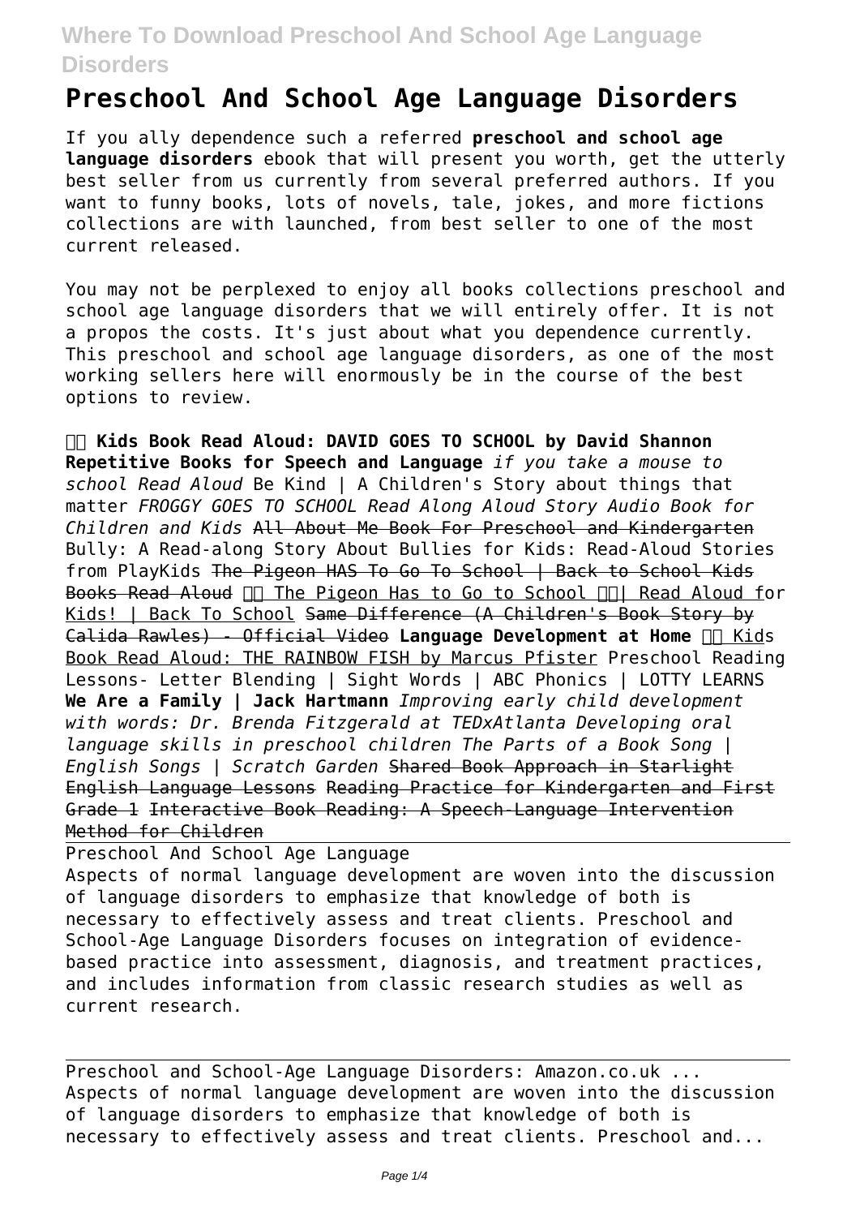# Preschool And School Age Language Disorders

If you ally dependence such a referred **preschool and school age language disorders** ebook that will present you worth, get the utterly best seller from us currently from several preferred authors. If you want to funny books, lots of novels, tale, jokes, and more fictions collections are with launched, from best seller to one of the most current released.

You may not be perplexed to enjoy all books collections preschool and school age language disorders that we will entirely offer. It is not a propos the costs. It's just about what you dependence currently. This preschool and school age language disorders, as one of the most working sellers here will enormously be in the course of the best options to review.

**Kids Book Read Aloud: DAVID GOES TO SCHOOL by David Shannon** **Repetitive Books for Speech and Language** *if you take a mouse to school Read Aloud* Be Kind | A Children's Story about things that matter *FROGGY GOES TO SCHOOL Read Along Aloud Story Audio Book for Children and Kids* ~~All About Me Book For Preschool and Kindergarten~~ Bully: A Read-along Story About Bullies for Kids: Read-Aloud Stories from PlayKids ~~The Pigeon HAS To Go To School | Back to School Kids Books Read Aloud~~ The Pigeon Has to Go to School | Read Aloud for Kids! | Back To School ~~Same Difference (A Children's Book Story by Calida Rawles) - Official Video~~ **Language Development at Home** Kids Book Read Aloud: THE RAINBOW FISH by Marcus Pfister Preschool Reading Lessons- Letter Blending | Sight Words | ABC Phonics | LOTTY LEARNS **We Are a Family | Jack Hartmann** *Improving early child development with words: Dr. Brenda Fitzgerald at TEDxAtlanta Developing oral language skills in preschool children The Parts of a Book Song | English Songs | Scratch Garden* ~~Shared Book Approach in Starlight English Language Lessons~~ ~~Reading Practice for Kindergarten and First Grade 1~~ ~~Interactive Book Reading: A Speech-Language Intervention Method for Children~~

Preschool And School Age Language

Aspects of normal language development are woven into the discussion of language disorders to emphasize that knowledge of both is necessary to effectively assess and treat clients. Preschool and School-Age Language Disorders focuses on integration of evidence-based practice into assessment, diagnosis, and treatment practices, and includes information from classic research studies as well as current research.

Preschool and School-Age Language Disorders: Amazon.co.uk ...

Aspects of normal language development are woven into the discussion of language disorders to emphasize that knowledge of both is necessary to effectively assess and treat clients. Preschool and...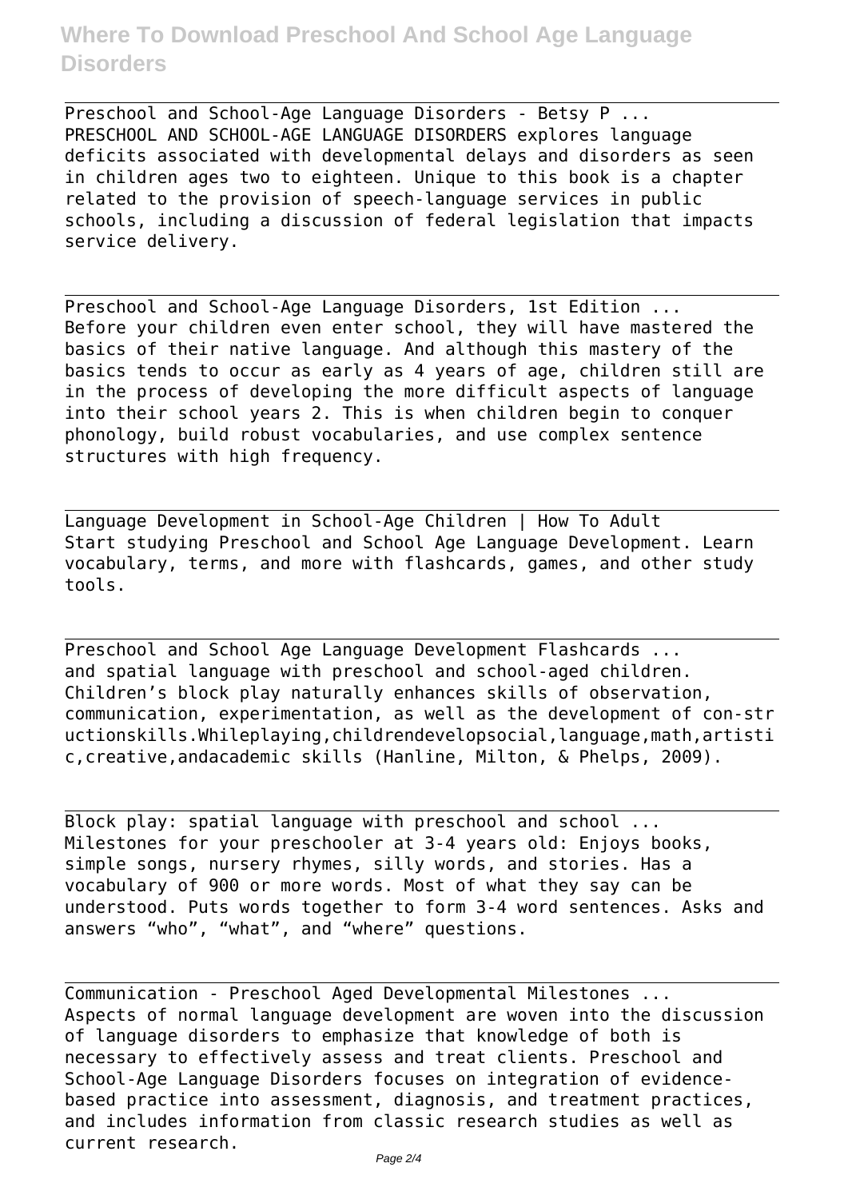Preschool and School-Age Language Disorders - Betsy P ...
PRESCHOOL AND SCHOOL-AGE LANGUAGE DISORDERS explores language deficits associated with developmental delays and disorders as seen in children ages two to eighteen. Unique to this book is a chapter related to the provision of speech-language services in public schools, including a discussion of federal legislation that impacts service delivery.

Preschool and School-Age Language Disorders, 1st Edition ...
Before your children even enter school, they will have mastered the basics of their native language. And although this mastery of the basics tends to occur as early as 4 years of age, children still are in the process of developing the more difficult aspects of language into their school years 2. This is when children begin to conquer phonology, build robust vocabularies, and use complex sentence structures with high frequency.

Language Development in School-Age Children | How To Adult
Start studying Preschool and School Age Language Development. Learn vocabulary, terms, and more with flashcards, games, and other study tools.

Preschool and School Age Language Development Flashcards ...
and spatial language with preschool and school-aged children. Children's block play naturally enhances skills of observation, communication, experimentation, as well as the development of con-structionskills.Whileplaying,childrendevelopsocial,language,math,artistic,creative,andacademic skills (Hanline, Milton, & Phelps, 2009).

Block play: spatial language with preschool and school ...
Milestones for your preschooler at 3-4 years old: Enjoys books, simple songs, nursery rhymes, silly words, and stories. Has a vocabulary of 900 or more words. Most of what they say can be understood. Puts words together to form 3-4 word sentences. Asks and answers "who", "what", and "where" questions.

Communication - Preschool Aged Developmental Milestones ...
Aspects of normal language development are woven into the discussion of language disorders to emphasize that knowledge of both is necessary to effectively assess and treat clients. Preschool and School-Age Language Disorders focuses on integration of evidence-based practice into assessment, diagnosis, and treatment practices, and includes information from classic research studies as well as current research.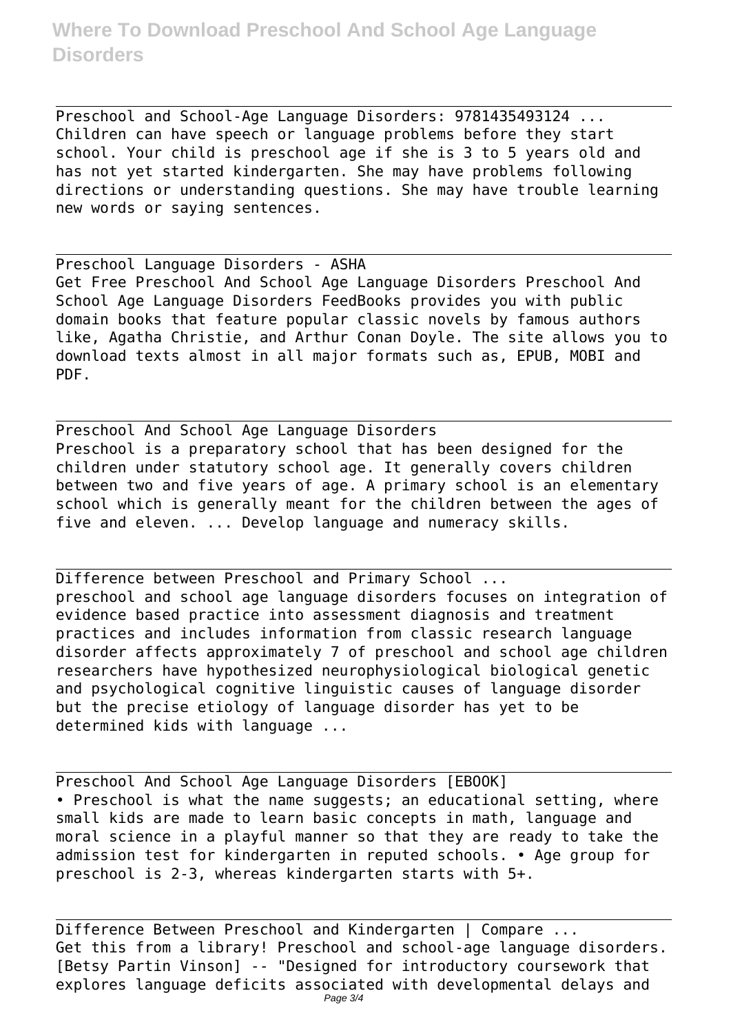Preschool and School-Age Language Disorders: 9781435493124 ...
Children can have speech or language problems before they start school. Your child is preschool age if she is 3 to 5 years old and has not yet started kindergarten. She may have problems following directions or understanding questions. She may have trouble learning new words or saying sentences.

Preschool Language Disorders - ASHA
Get Free Preschool And School Age Language Disorders Preschool And School Age Language Disorders FeedBooks provides you with public domain books that feature popular classic novels by famous authors like, Agatha Christie, and Arthur Conan Doyle. The site allows you to download texts almost in all major formats such as, EPUB, MOBI and PDF.

Preschool And School Age Language Disorders
Preschool is a preparatory school that has been designed for the children under statutory school age. It generally covers children between two and five years of age. A primary school is an elementary school which is generally meant for the children between the ages of five and eleven. ... Develop language and numeracy skills.

Difference between Preschool and Primary School ...
preschool and school age language disorders focuses on integration of evidence based practice into assessment diagnosis and treatment practices and includes information from classic research language disorder affects approximately 7 of preschool and school age children researchers have hypothesized neurophysiological biological genetic and psychological cognitive linguistic causes of language disorder but the precise etiology of language disorder has yet to be determined kids with language ...

Preschool And School Age Language Disorders [EBOOK]
• Preschool is what the name suggests; an educational setting, where small kids are made to learn basic concepts in math, language and moral science in a playful manner so that they are ready to take the admission test for kindergarten in reputed schools. • Age group for preschool is 2-3, whereas kindergarten starts with 5+.

Difference Between Preschool and Kindergarten | Compare ...
Get this from a library! Preschool and school-age language disorders. [Betsy Partin Vinson] -- "Designed for introductory coursework that explores language deficits associated with developmental delays and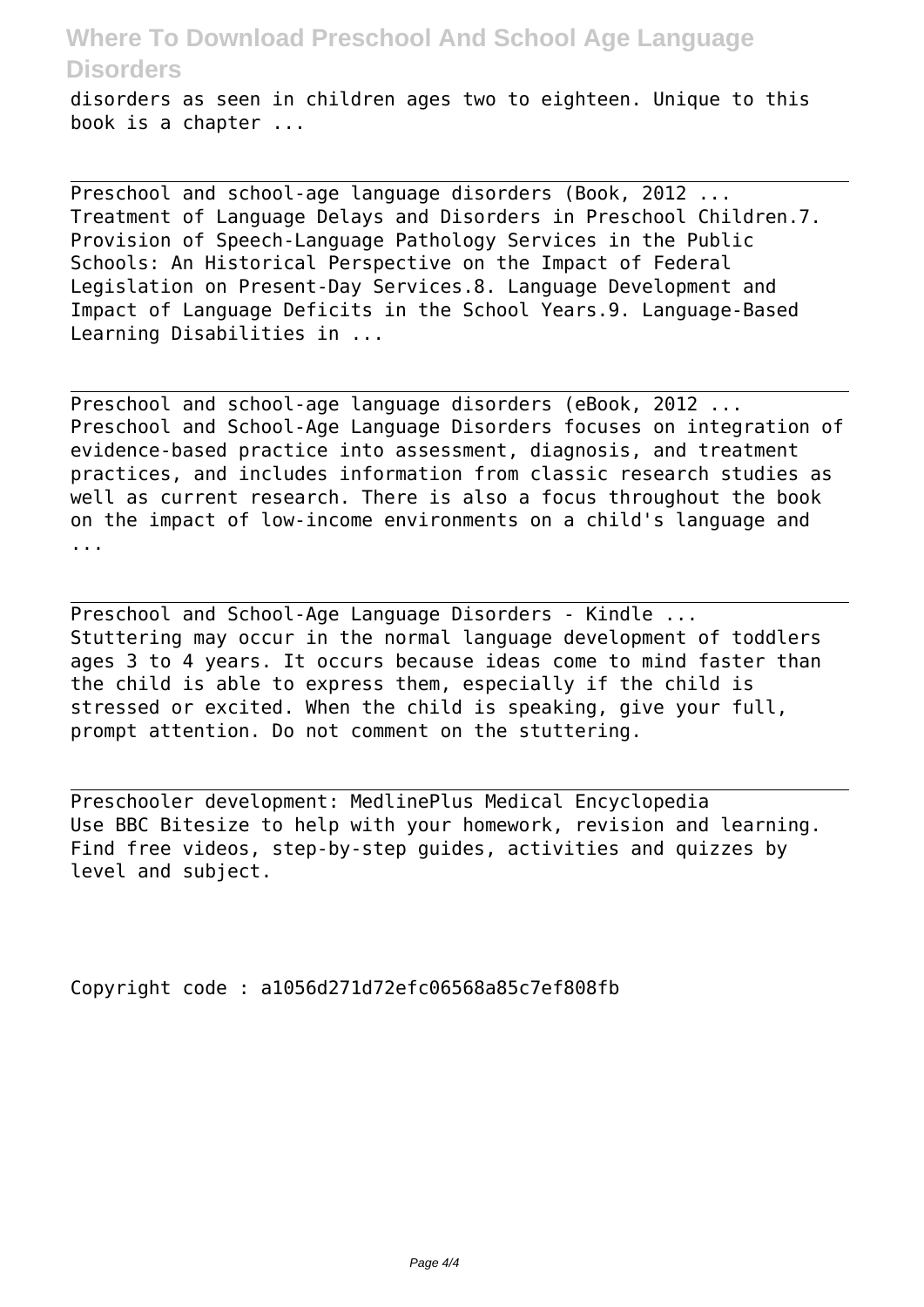disorders as seen in children ages two to eighteen. Unique to this book is a chapter ...

---

Preschool and school-age language disorders (Book, 2012 ...
Treatment of Language Delays and Disorders in Preschool Children.7. Provision of Speech-Language Pathology Services in the Public Schools: An Historical Perspective on the Impact of Federal Legislation on Present-Day Services.8. Language Development and Impact of Language Deficits in the School Years.9. Language-Based Learning Disabilities in ...

---

Preschool and school-age language disorders (eBook, 2012 ...
Preschool and School-Age Language Disorders focuses on integration of evidence-based practice into assessment, diagnosis, and treatment practices, and includes information from classic research studies as well as current research. There is also a focus throughout the book on the impact of low-income environments on a child's language and ...

---

Preschool and School-Age Language Disorders - Kindle ...
Stuttering may occur in the normal language development of toddlers ages 3 to 4 years. It occurs because ideas come to mind faster than the child is able to express them, especially if the child is stressed or excited. When the child is speaking, give your full, prompt attention. Do not comment on the stuttering.

---

Preschooler development: MedlinePlus Medical Encyclopedia
Use BBC Bitesize to help with your homework, revision and learning. Find free videos, step-by-step guides, activities and quizzes by level and subject.

Copyright code : a1056d271d72efc06568a85c7ef808fb